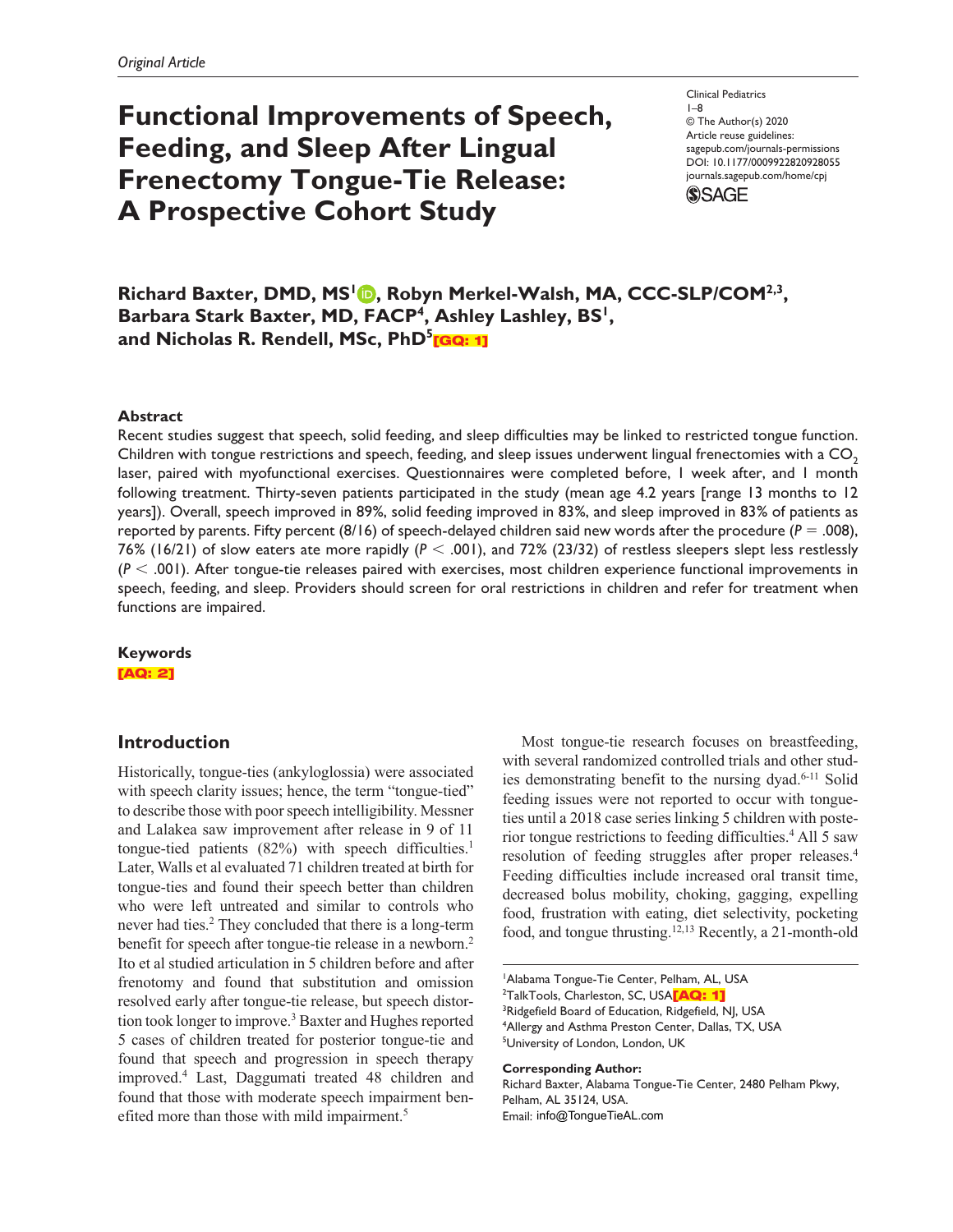*Original Article*

# Functional Improvements of Speech, Feeding, and Sleep After Lingual Frenectomy Tongue-Tie Release: A Prospective Cohort Study

Clinical Pediatrics
1–8
© The Author(s) 2020
Article reuse guidelines:
sagepub.com/journals-permissions
DOI: 10.1177/0009922820928055
journals.sagepub.com/home/cpj

**Richard Baxter, DMD, MS[1], Robyn Merkel-Walsh, MA, CCC-SLP/COM[2,3], Barbara Stark Baxter, MD, FACP[4], Ashley Lashley, BS[1], and Nicholas R. Rendell, MSc, PhD[5]** [GQ: 1]

### Abstract

Recent studies suggest that speech, solid feeding, and sleep difficulties may be linked to restricted tongue function. Children with tongue restrictions and speech, feeding, and sleep issues underwent lingual frenectomies with a $CO_2$ laser, paired with myofunctional exercises. Questionnaires were completed before, 1 week after, and 1 month following treatment. Thirty-seven patients participated in the study (mean age 4.2 years [range 13 months to 12 years]). Overall, speech improved in 89%, solid feeding improved in 83%, and sleep improved in 83% of patients as reported by parents. Fifty percent (8/16) of speech-delayed children said new words after the procedure ($P = .008$), 76% (16/21) of slow eaters ate more rapidly ($P < .001$), and 72% (23/32) of restless sleepers slept less restlessly ($P < .001$). After tongue-tie releases paired with exercises, most children experience functional improvements in speech, feeding, and sleep. Providers should screen for oral restrictions in children and refer for treatment when functions are impaired.

### Keywords

[AQ: 2]

## Introduction

Historically, tongue-ties (ankyloglossia) were associated with speech clarity issues; hence, the term "tongue-tied" to describe those with poor speech intelligibility. Messner and Lalakea saw improvement after release in 9 of 11 tongue-tied patients (82%) with speech difficulties.[1] Later, Walls et al evaluated 71 children treated at birth for tongue-ties and found their speech better than children who were left untreated and similar to controls who never had ties.[2] They concluded that there is a long-term benefit for speech after tongue-tie release in a newborn.[2] Ito et al studied articulation in 5 children before and after frenotomy and found that substitution and omission resolved early after tongue-tie release, but speech distortion took longer to improve.[3] Baxter and Hughes reported 5 cases of children treated for posterior tongue-tie and found that speech and progression in speech therapy improved.[4] Last, Daggumati treated 48 children and found that those with moderate speech impairment benefited more than those with mild impairment.[5]

Most tongue-tie research focuses on breastfeeding, with several randomized controlled trials and other studies demonstrating benefit to the nursing dyad.[6-11] Solid feeding issues were not reported to occur with tongue-ties until a 2018 case series linking 5 children with posterior tongue restrictions to feeding difficulties.[4] All 5 saw resolution of feeding struggles after proper releases.[4] Feeding difficulties include increased oral transit time, decreased bolus mobility, choking, gagging, expelling food, frustration with eating, diet selectivity, pocketing food, and tongue thrusting.[12,13] Recently, a 21-month-old

---

[1]Alabama Tongue-Tie Center, Pelham, AL, USA
[2]TalkTools, Charleston, SC, USA [AQ: 1]
[3]Ridgefield Board of Education, Ridgefield, NJ, USA
[4]Allergy and Asthma Preston Center, Dallas, TX, USA
[5]University of London, London, UK

**Corresponding Author:**
Richard Baxter, Alabama Tongue-Tie Center, 2480 Pelham Pkwy, Pelham, AL 35124, USA.
Email: info@TongueTieAL.com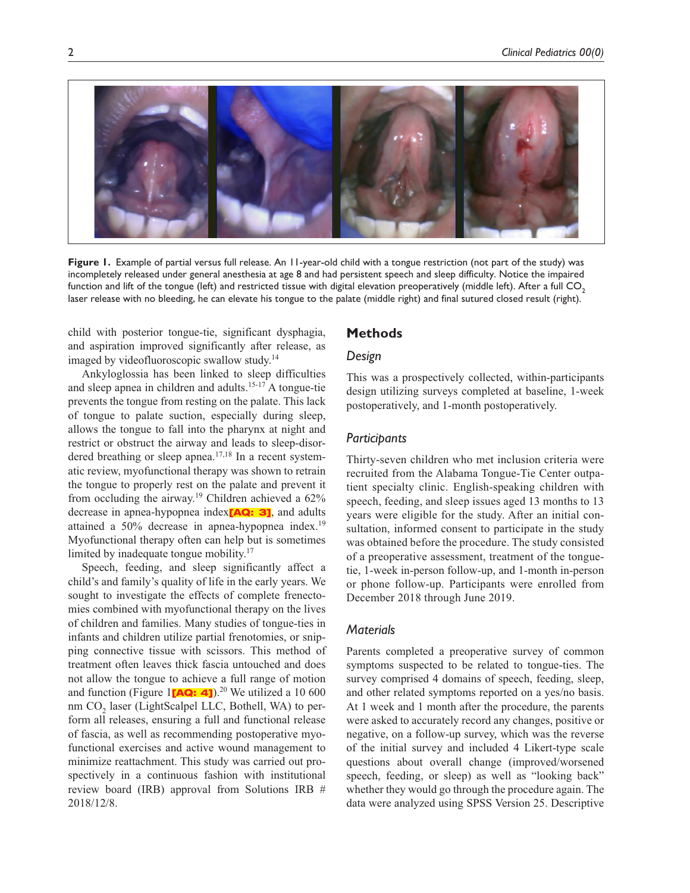Figure 1. Example of partial versus full release. An 11-year-old child with a tongue restriction (not part of the study) was incompletely released under general anesthesia at age 8 and had persistent speech and sleep difficulty. Notice the impaired function and lift of the tongue (left) and restricted tissue with digital elevation preoperatively (middle left). After a full $CO_2$ laser release with no bleeding, he can elevate his tongue to the palate (middle right) and final sutured closed result (right).

child with posterior tongue-tie, significant dysphagia, and aspiration improved significantly after release, as imaged by videofluoroscopic swallow study.[14]

Ankyloglossia has been linked to sleep difficulties and sleep apnea in children and adults.[15-17] A tongue-tie prevents the tongue from resting on the palate. This lack of tongue to palate suction, especially during sleep, allows the tongue to fall into the pharynx at night and restrict or obstruct the airway and leads to sleep-disordered breathing or sleep apnea.[17,18] In a recent systematic review, myofunctional therapy was shown to retrain the tongue to properly rest on the palate and prevent it from occluding the airway.[19] Children achieved a 62% decrease in apnea-hypopnea index[AQ: 3], and adults attained a 50% decrease in apnea-hypopnea index.[19] Myofunctional therapy often can help but is sometimes limited by inadequate tongue mobility.[17]

Speech, feeding, and sleep significantly affect a child's and family's quality of life in the early years. We sought to investigate the effects of complete frenectomies combined with myofunctional therapy on the lives of children and families. Many studies of tongue-ties in infants and children utilize partial frenotomies, or snipping connective tissue with scissors. This method of treatment often leaves thick fascia untouched and does not allow the tongue to achieve a full range of motion and function (Figure 1[AQ: 4]).[20] We utilized a 10 600 nm $CO_2$ laser (LightScalpel LLC, Bothell, WA) to perform all releases, ensuring a full and functional release of fascia, as well as recommending postoperative myofunctional exercises and active wound management to minimize reattachment. This study was carried out prospectively in a continuous fashion with institutional review board (IRB) approval from Solutions IRB # 2018/12/8.

## Methods

### Design

This was a prospectively collected, within-participants design utilizing surveys completed at baseline, 1-week postoperatively, and 1-month postoperatively.

### Participants

Thirty-seven children who met inclusion criteria were recruited from the Alabama Tongue-Tie Center outpatient specialty clinic. English-speaking children with speech, feeding, and sleep issues aged 13 months to 13 years were eligible for the study. After an initial consultation, informed consent to participate in the study was obtained before the procedure. The study consisted of a preoperative assessment, treatment of the tongue-tie, 1-week in-person follow-up, and 1-month in-person or phone follow-up. Participants were enrolled from December 2018 through June 2019.

### Materials

Parents completed a preoperative survey of common symptoms suspected to be related to tongue-ties. The survey comprised 4 domains of speech, feeding, sleep, and other related symptoms reported on a yes/no basis. At 1 week and 1 month after the procedure, the parents were asked to accurately record any changes, positive or negative, on a follow-up survey, which was the reverse of the initial survey and included 4 Likert-type scale questions about overall change (improved/worsened speech, feeding, or sleep) as well as "looking back" whether they would go through the procedure again. The data were analyzed using SPSS Version 25. Descriptive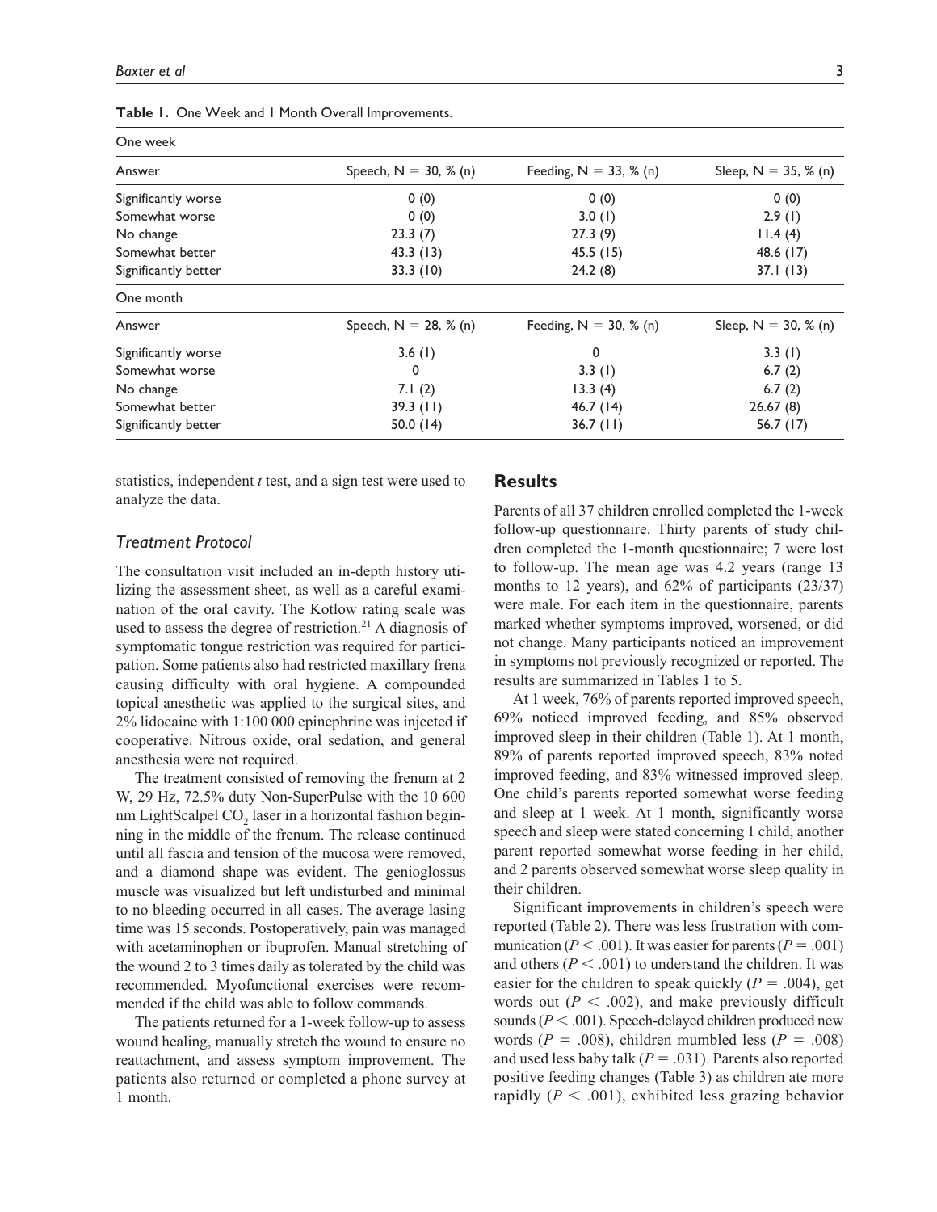**Table 1.** One Week and 1 Month Overall Improvements.

| One week | | | |
|---|---|---|---|
| Answer | Speech, N = 30, % (n) | Feeding, N = 33, % (n) | Sleep, N = 35, % (n) |
| Significantly worse | 0 (0) | 0 (0) | 0 (0) |
| Somewhat worse | 0 (0) | 3.0 (1) | 2.9 (1) |
| No change | 23.3 (7) | 27.3 (9) | 11.4 (4) |
| Somewhat better | 43.3 (13) | 45.5 (15) | 48.6 (17) |
| Significantly better | 33.3 (10) | 24.2 (8) | 37.1 (13) |
| **One month** | | | |
| Answer | Speech, N = 28, % (n) | Feeding, N = 30, % (n) | Sleep, N = 30, % (n) |
| Significantly worse | 3.6 (1) | 0 | 3.3 (1) |
| Somewhat worse | 0 | 3.3 (1) | 6.7 (2) |
| No change | 7.1 (2) | 13.3 (4) | 6.7 (2) |
| Somewhat better | 39.3 (11) | 46.7 (14) | 26.67 (8) |
| Significantly better | 50.0 (14) | 36.7 (11) | 56.7 (17) |

statistics, independent *t* test, and a sign test were used to analyze the data.

### Treatment Protocol

The consultation visit included an in-depth history utilizing the assessment sheet, as well as a careful examination of the oral cavity. The Kotlow rating scale was used to assess the degree of restriction.[21] A diagnosis of symptomatic tongue restriction was required for participation. Some patients also had restricted maxillary frena causing difficulty with oral hygiene. A compounded topical anesthetic was applied to the surgical sites, and 2% lidocaine with 1:100 000 epinephrine was injected if cooperative. Nitrous oxide, oral sedation, and general anesthesia were not required.

The treatment consisted of removing the frenum at 2 W, 29 Hz, 72.5% duty Non-SuperPulse with the 10 600 nm LightScalpel $CO_2$ laser in a horizontal fashion beginning in the middle of the frenum. The release continued until all fascia and tension of the mucosa were removed, and a diamond shape was evident. The genioglossus muscle was visualized but left undisturbed and minimal to no bleeding occurred in all cases. The average lasing time was 15 seconds. Postoperatively, pain was managed with acetaminophen or ibuprofen. Manual stretching of the wound 2 to 3 times daily as tolerated by the child was recommended. Myofunctional exercises were recommended if the child was able to follow commands.

The patients returned for a 1-week follow-up to assess wound healing, manually stretch the wound to ensure no reattachment, and assess symptom improvement. The patients also returned or completed a phone survey at 1 month.

## Results

Parents of all 37 children enrolled completed the 1-week follow-up questionnaire. Thirty parents of study children completed the 1-month questionnaire; 7 were lost to follow-up. The mean age was 4.2 years (range 13 months to 12 years), and 62% of participants (23/37) were male. For each item in the questionnaire, parents marked whether symptoms improved, worsened, or did not change. Many participants noticed an improvement in symptoms not previously recognized or reported. The results are summarized in Tables 1 to 5.

At 1 week, 76% of parents reported improved speech, 69% noticed improved feeding, and 85% observed improved sleep in their children (Table 1). At 1 month, 89% of parents reported improved speech, 83% noted improved feeding, and 83% witnessed improved sleep. One child's parents reported somewhat worse feeding and sleep at 1 week. At 1 month, significantly worse speech and sleep were stated concerning 1 child, another parent reported somewhat worse feeding in her child, and 2 parents observed somewhat worse sleep quality in their children.

Significant improvements in children's speech were reported (Table 2). There was less frustration with communication ($P < .001$). It was easier for parents ($P = .001$) and others ($P < .001$) to understand the children. It was easier for the children to speak quickly ($P = .004$), get words out ($P < .002$), and make previously difficult sounds ($P < .001$). Speech-delayed children produced new words ($P = .008$), children mumbled less ($P = .008$) and used less baby talk ($P = .031$). Parents also reported positive feeding changes (Table 3) as children ate more rapidly ($P < .001$), exhibited less grazing behavior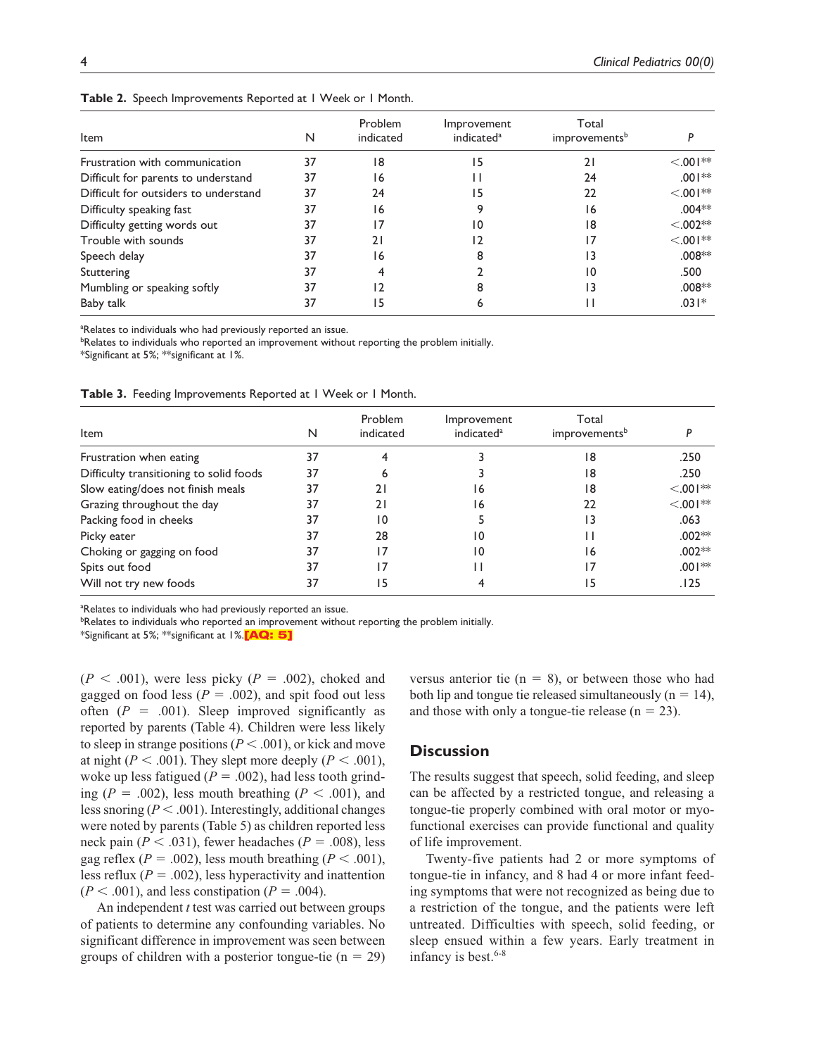**Table 2.** Speech Improvements Reported at 1 Week or 1 Month.

| Item | N | Problem indicated | Improvement indicated[a] | Total improvements[b] | P |
|---|---|---|---|---|---|
| Frustration with communication | 37 | 18 | 15 | 21 | <.001** |
| Difficult for parents to understand | 37 | 16 | 11 | 24 | .001** |
| Difficult for outsiders to understand | 37 | 24 | 15 | 22 | <.001** |
| Difficulty speaking fast | 37 | 16 | 9 | 16 | .004** |
| Difficulty getting words out | 37 | 17 | 10 | 18 | <.002** |
| Trouble with sounds | 37 | 21 | 12 | 17 | <.001** |
| Speech delay | 37 | 16 | 8 | 13 | .008** |
| Stuttering | 37 | 4 | 2 | 10 | .500 |
| Mumbling or speaking softly | 37 | 12 | 8 | 13 | .008** |
| Baby talk | 37 | 15 | 6 | 11 | .031* |

[a]Relates to individuals who had previously reported an issue.
[b]Relates to individuals who reported an improvement without reporting the problem initially.
*Significant at 5%; **significant at 1%.

**Table 3.** Feeding Improvements Reported at 1 Week or 1 Month.

| Item | N | Problem indicated | Improvement indicated[a] | Total improvements[b] | P |
|---|---|---|---|---|---|
| Frustration when eating | 37 | 4 | 3 | 18 | .250 |
| Difficulty transitioning to solid foods | 37 | 6 | 3 | 18 | .250 |
| Slow eating/does not finish meals | 37 | 21 | 16 | 18 | <.001** |
| Grazing throughout the day | 37 | 21 | 16 | 22 | <.001** |
| Packing food in cheeks | 37 | 10 | 5 | 13 | .063 |
| Picky eater | 37 | 28 | 10 | 11 | .002** |
| Choking or gagging on food | 37 | 17 | 10 | 16 | .002** |
| Spits out food | 37 | 17 | 11 | 17 | .001** |
| Will not try new foods | 37 | 15 | 4 | 15 | .125 |

[a]Relates to individuals who had previously reported an issue.
[b]Relates to individuals who reported an improvement without reporting the problem initially.
*Significant at 5%; **significant at 1%. [AQ: 5]

($P < .001$), were less picky ($P = .002$), choked and gagged on food less ($P = .002$), and spit food out less often ($P = .001$). Sleep improved significantly as reported by parents (Table 4). Children were less likely to sleep in strange positions ($P < .001$), or kick and move at night ($P < .001$). They slept more deeply ($P < .001$), woke up less fatigued ($P = .002$), had less tooth grinding ($P = .002$), less mouth breathing ($P < .001$), and less snoring ($P < .001$). Interestingly, additional changes were noted by parents (Table 5) as children reported less neck pain ($P < .031$), fewer headaches ($P = .008$), less gag reflex ($P = .002$), less mouth breathing ($P < .001$), less reflux ($P = .002$), less hyperactivity and inattention ($P < .001$), and less constipation ($P = .004$).

An independent *t* test was carried out between groups of patients to determine any confounding variables. No significant difference in improvement was seen between groups of children with a posterior tongue-tie ($n = 29$) versus anterior tie ($n = 8$), or between those who had both lip and tongue tie released simultaneously ($n = 14$), and those with only a tongue-tie release ($n = 23$).

## Discussion

The results suggest that speech, solid feeding, and sleep can be affected by a restricted tongue, and releasing a tongue-tie properly combined with oral motor or myofunctional exercises can provide functional and quality of life improvement.

Twenty-five patients had 2 or more symptoms of tongue-tie in infancy, and 8 had 4 or more infant feeding symptoms that were not recognized as being due to a restriction of the tongue, and the patients were left untreated. Difficulties with speech, solid feeding, or sleep ensued within a few years. Early treatment in infancy is best.[6-8]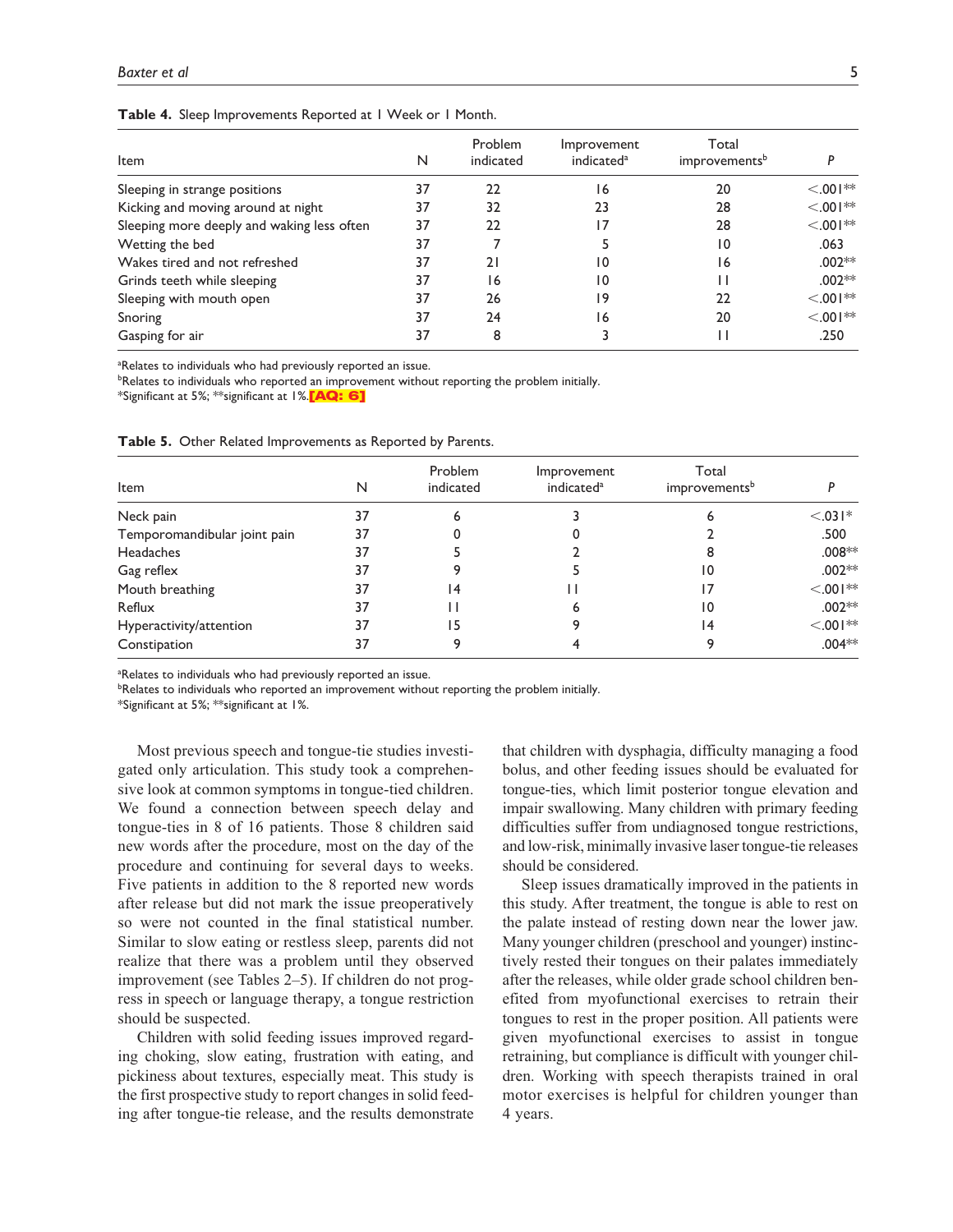**Table 4.** Sleep Improvements Reported at 1 Week or 1 Month.

| Item | N | Problem indicated | Improvement indicated[a] | Total improvements[b] | P |
|---|---|---|---|---|---|
| Sleeping in strange positions | 37 | 22 | 16 | 20 | <.001** |
| Kicking and moving around at night | 37 | 32 | 23 | 28 | <.001** |
| Sleeping more deeply and waking less often | 37 | 22 | 17 | 28 | <.001** |
| Wetting the bed | 37 | 7 | 5 | 10 | .063 |
| Wakes tired and not refreshed | 37 | 21 | 10 | 16 | .002** |
| Grinds teeth while sleeping | 37 | 16 | 10 | 11 | .002** |
| Sleeping with mouth open | 37 | 26 | 19 | 22 | <.001** |
| Snoring | 37 | 24 | 16 | 20 | <.001** |
| Gasping for air | 37 | 8 | 3 | 11 | .250 |

[a]Relates to individuals who had previously reported an issue.
[b]Relates to individuals who reported an improvement without reporting the problem initially.
*Significant at 5%; **significant at 1%.[AQ: 6]

**Table 5.** Other Related Improvements as Reported by Parents.

| Item | N | Problem indicated | Improvement indicated[a] | Total improvements[b] | P |
|---|---|---|---|---|---|
| Neck pain | 37 | 6 | 3 | 6 | <.031* |
| Temporomandibular joint pain | 37 | 0 | 0 | 2 | .500 |
| Headaches | 37 | 5 | 2 | 8 | .008** |
| Gag reflex | 37 | 9 | 5 | 10 | .002** |
| Mouth breathing | 37 | 14 | 11 | 17 | <.001** |
| Reflux | 37 | 11 | 6 | 10 | .002** |
| Hyperactivity/attention | 37 | 15 | 9 | 14 | <.001** |
| Constipation | 37 | 9 | 4 | 9 | .004** |

[a]Relates to individuals who had previously reported an issue.
[b]Relates to individuals who reported an improvement without reporting the problem initially.
*Significant at 5%; **significant at 1%.

Most previous speech and tongue-tie studies investigated only articulation. This study took a comprehensive look at common symptoms in tongue-tied children. We found a connection between speech delay and tongue-ties in 8 of 16 patients. Those 8 children said new words after the procedure, most on the day of the procedure and continuing for several days to weeks. Five patients in addition to the 8 reported new words after release but did not mark the issue preoperatively so were not counted in the final statistical number. Similar to slow eating or restless sleep, parents did not realize that there was a problem until they observed improvement (see Tables 2–5). If children do not progress in speech or language therapy, a tongue restriction should be suspected.

Children with solid feeding issues improved regarding choking, slow eating, frustration with eating, and pickiness about textures, especially meat. This study is the first prospective study to report changes in solid feeding after tongue-tie release, and the results demonstrate that children with dysphagia, difficulty managing a food bolus, and other feeding issues should be evaluated for tongue-ties, which limit posterior tongue elevation and impair swallowing. Many children with primary feeding difficulties suffer from undiagnosed tongue restrictions, and low-risk, minimally invasive laser tongue-tie releases should be considered.

Sleep issues dramatically improved in the patients in this study. After treatment, the tongue is able to rest on the palate instead of resting down near the lower jaw. Many younger children (preschool and younger) instinctively rested their tongues on their palates immediately after the releases, while older grade school children benefited from myofunctional exercises to retrain their tongues to rest in the proper position. All patients were given myofunctional exercises to assist in tongue retraining, but compliance is difficult with younger children. Working with speech therapists trained in oral motor exercises is helpful for children younger than 4 years.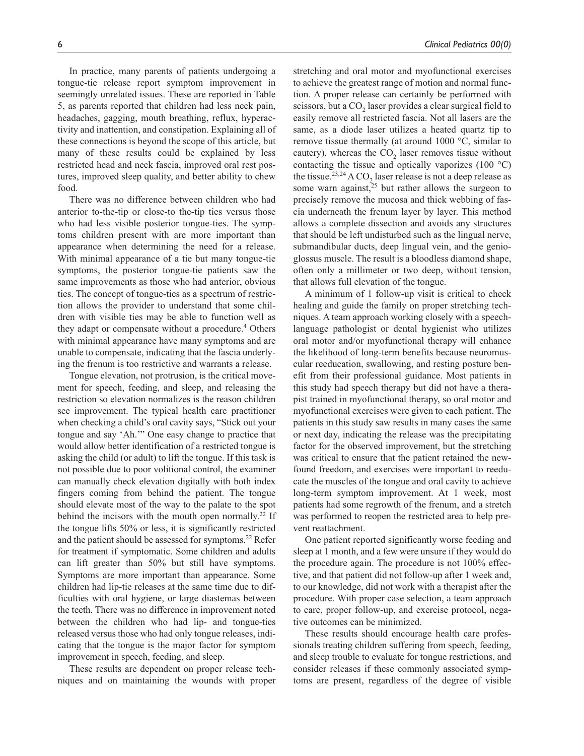In practice, many parents of patients undergoing a tongue-tie release report symptom improvement in seemingly unrelated issues. These are reported in Table 5, as parents reported that children had less neck pain, headaches, gagging, mouth breathing, reflux, hyperactivity and inattention, and constipation. Explaining all of these connections is beyond the scope of this article, but many of these results could be explained by less restricted head and neck fascia, improved oral rest postures, improved sleep quality, and better ability to chew food.

There was no difference between children who had anterior to-the-tip or close-to the-tip ties versus those who had less visible posterior tongue-ties. The symptoms children present with are more important than appearance when determining the need for a release. With minimal appearance of a tie but many tongue-tie symptoms, the posterior tongue-tie patients saw the same improvements as those who had anterior, obvious ties. The concept of tongue-ties as a spectrum of restriction allows the provider to understand that some children with visible ties may be able to function well as they adapt or compensate without a procedure.[4] Others with minimal appearance have many symptoms and are unable to compensate, indicating that the fascia underlying the frenum is too restrictive and warrants a release.

Tongue elevation, not protrusion, is the critical movement for speech, feeding, and sleep, and releasing the restriction so elevation normalizes is the reason children see improvement. The typical health care practitioner when checking a child's oral cavity says, "Stick out your tongue and say 'Ah.'" One easy change to practice that would allow better identification of a restricted tongue is asking the child (or adult) to lift the tongue. If this task is not possible due to poor volitional control, the examiner can manually check elevation digitally with both index fingers coming from behind the patient. The tongue should elevate most of the way to the palate to the spot behind the incisors with the mouth open normally.[22] If the tongue lifts 50% or less, it is significantly restricted and the patient should be assessed for symptoms.[22] Refer for treatment if symptomatic. Some children and adults can lift greater than 50% but still have symptoms. Symptoms are more important than appearance. Some children had lip-tie releases at the same time due to difficulties with oral hygiene, or large diastemas between the teeth. There was no difference in improvement noted between the children who had lip- and tongue-ties released versus those who had only tongue releases, indicating that the tongue is the major factor for symptom improvement in speech, feeding, and sleep.

These results are dependent on proper release techniques and on maintaining the wounds with proper stretching and oral motor and myofunctional exercises to achieve the greatest range of motion and normal function. A proper release can certainly be performed with scissors, but a $CO_2$ laser provides a clear surgical field to easily remove all restricted fascia. Not all lasers are the same, as a diode laser utilizes a heated quartz tip to remove tissue thermally (at around 1000 °C, similar to cautery), whereas the $CO_2$ laser removes tissue without contacting the tissue and optically vaporizes (100 °C) the tissue.[23,24] A $CO_2$ laser release is not a deep release as some warn against,[25] but rather allows the surgeon to precisely remove the mucosa and thick webbing of fascia underneath the frenum layer by layer. This method allows a complete dissection and avoids any structures that should be left undisturbed such as the lingual nerve, submandibular ducts, deep lingual vein, and the genioglossus muscle. The result is a bloodless diamond shape, often only a millimeter or two deep, without tension, that allows full elevation of the tongue.

A minimum of 1 follow-up visit is critical to check healing and guide the family on proper stretching techniques. A team approach working closely with a speech-language pathologist or dental hygienist who utilizes oral motor and/or myofunctional therapy will enhance the likelihood of long-term benefits because neuromuscular reeducation, swallowing, and resting posture benefit from their professional guidance. Most patients in this study had speech therapy but did not have a therapist trained in myofunctional therapy, so oral motor and myofunctional exercises were given to each patient. The patients in this study saw results in many cases the same or next day, indicating the release was the precipitating factor for the observed improvement, but the stretching was critical to ensure that the patient retained the newfound freedom, and exercises were important to reeducate the muscles of the tongue and oral cavity to achieve long-term symptom improvement. At 1 week, most patients had some regrowth of the frenum, and a stretch was performed to reopen the restricted area to help prevent reattachment.

One patient reported significantly worse feeding and sleep at 1 month, and a few were unsure if they would do the procedure again. The procedure is not 100% effective, and that patient did not follow-up after 1 week and, to our knowledge, did not work with a therapist after the procedure. With proper case selection, a team approach to care, proper follow-up, and exercise protocol, negative outcomes can be minimized.

These results should encourage health care professionals treating children suffering from speech, feeding, and sleep trouble to evaluate for tongue restrictions, and consider releases if these commonly associated symptoms are present, regardless of the degree of visible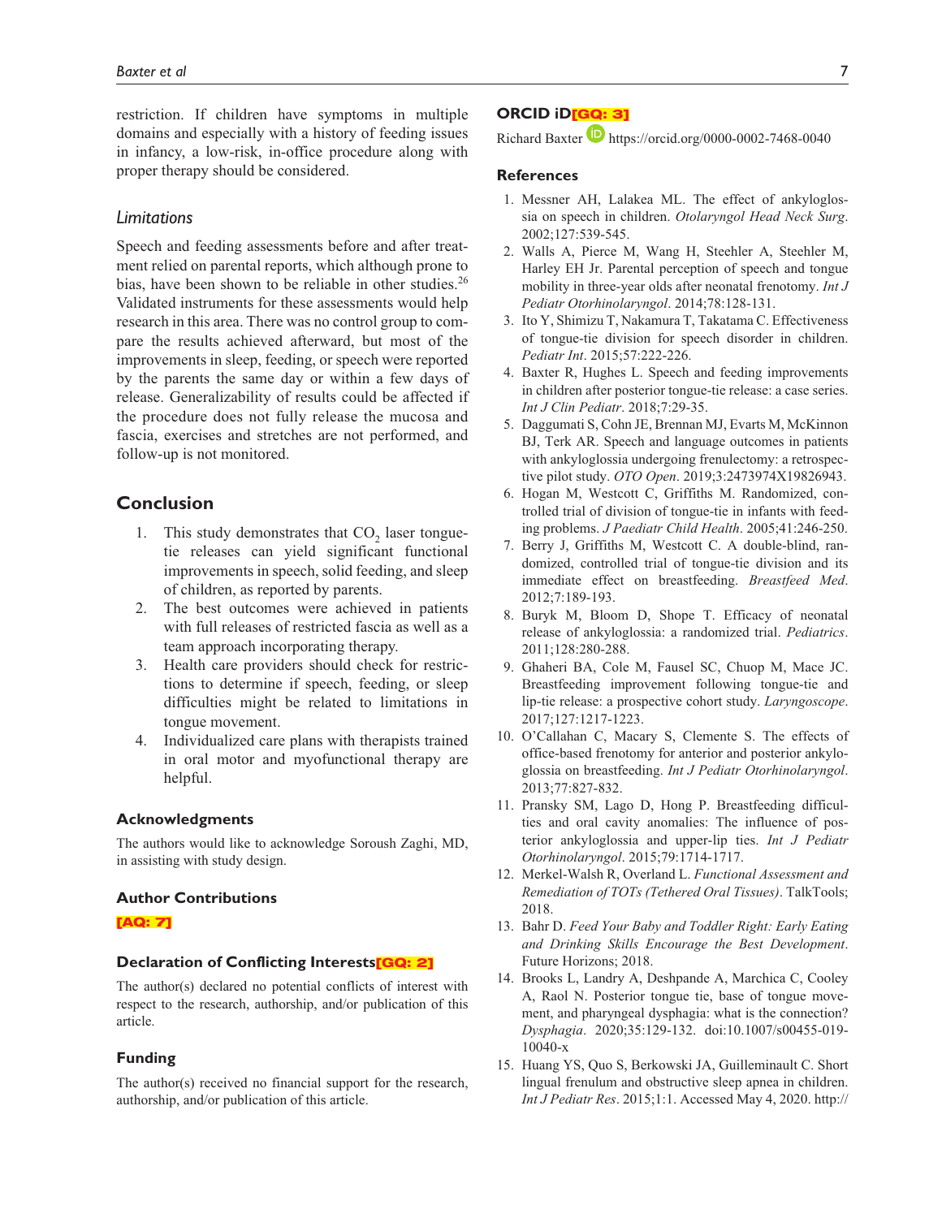restriction. If children have symptoms in multiple domains and especially with a history of feeding issues in infancy, a low-risk, in-office procedure along with proper therapy should be considered.

### Limitations

Speech and feeding assessments before and after treatment relied on parental reports, which although prone to bias, have been shown to be reliable in other studies.[26] Validated instruments for these assessments would help research in this area. There was no control group to compare the results achieved afterward, but most of the improvements in sleep, feeding, or speech were reported by the parents the same day or within a few days of release. Generalizability of results could be affected if the procedure does not fully release the mucosa and fascia, exercises and stretches are not performed, and follow-up is not monitored.

## Conclusion

1. This study demonstrates that $CO_2$ laser tongue-tie releases can yield significant functional improvements in speech, solid feeding, and sleep of children, as reported by parents.
2. The best outcomes were achieved in patients with full releases of restricted fascia as well as a team approach incorporating therapy.
3. Health care providers should check for restrictions to determine if speech, feeding, or sleep difficulties might be related to limitations in tongue movement.
4. Individualized care plans with therapists trained in oral motor and myofunctional therapy are helpful.

### Acknowledgments

The authors would like to acknowledge Soroush Zaghi, MD, in assisting with study design.

### Author Contributions

[AQ: 7]

### Declaration of Conflicting Interests[GQ: 2]

The author(s) declared no potential conflicts of interest with respect to the research, authorship, and/or publication of this article.

### Funding

The author(s) received no financial support for the research, authorship, and/or publication of this article.

### ORCID iD[GQ: 3]

Richard Baxter https://orcid.org/0000-0002-7468-0040

### References

1. Messner AH, Lalakea ML. The effect of ankyloglossia on speech in children. *Otolaryngol Head Neck Surg*. 2002;127:539-545.
2. Walls A, Pierce M, Wang H, Steehler A, Steehler M, Harley EH Jr. Parental perception of speech and tongue mobility in three-year olds after neonatal frenotomy. *Int J Pediatr Otorhinolaryngol*. 2014;78:128-131.
3. Ito Y, Shimizu T, Nakamura T, Takatama C. Effectiveness of tongue-tie division for speech disorder in children. *Pediatr Int*. 2015;57:222-226.
4. Baxter R, Hughes L. Speech and feeding improvements in children after posterior tongue-tie release: a case series. *Int J Clin Pediatr*. 2018;7:29-35.
5. Daggumati S, Cohn JE, Brennan MJ, Evarts M, McKinnon BJ, Terk AR. Speech and language outcomes in patients with ankyloglossia undergoing frenulectomy: a retrospective pilot study. *OTO Open*. 2019;3:2473974X19826943.
6. Hogan M, Westcott C, Griffiths M. Randomized, controlled trial of division of tongue-tie in infants with feeding problems. *J Paediatr Child Health*. 2005;41:246-250.
7. Berry J, Griffiths M, Westcott C. A double-blind, randomized, controlled trial of tongue-tie division and its immediate effect on breastfeeding. *Breastfeed Med*. 2012;7:189-193.
8. Buryk M, Bloom D, Shope T. Efficacy of neonatal release of ankyloglossia: a randomized trial. *Pediatrics*. 2011;128:280-288.
9. Ghaheri BA, Cole M, Fausel SC, Chuop M, Mace JC. Breastfeeding improvement following tongue-tie and lip-tie release: a prospective cohort study. *Laryngoscope*. 2017;127:1217-1223.
10. O'Callahan C, Macary S, Clemente S. The effects of office-based frenotomy for anterior and posterior ankyloglossia on breastfeeding. *Int J Pediatr Otorhinolaryngol*. 2013;77:827-832.
11. Pransky SM, Lago D, Hong P. Breastfeeding difficulties and oral cavity anomalies: The influence of posterior ankyloglossia and upper-lip ties. *Int J Pediatr Otorhinolaryngol*. 2015;79:1714-1717.
12. Merkel-Walsh R, Overland L. *Functional Assessment and Remediation of TOTs (Tethered Oral Tissues)*. TalkTools; 2018.
13. Bahr D. *Feed Your Baby and Toddler Right: Early Eating and Drinking Skills Encourage the Best Development*. Future Horizons; 2018.
14. Brooks L, Landry A, Deshpande A, Marchica C, Cooley A, Raol N. Posterior tongue tie, base of tongue movement, and pharyngeal dysphagia: what is the connection? *Dysphagia*. 2020;35:129-132. doi:10.1007/s00455-019-10040-x
15. Huang YS, Quo S, Berkowski JA, Guilleminault C. Short lingual frenulum and obstructive sleep apnea in children. *Int J Pediatr Res*. 2015;1:1. Accessed May 4, 2020. http://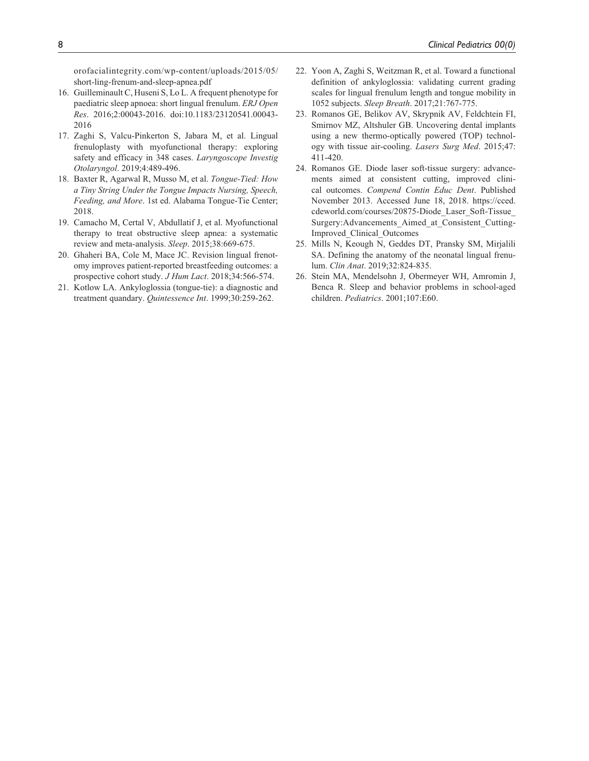orofacialintegrity.com/wp-content/uploads/2015/05/short-ling-frenum-and-sleep-apnea.pdf

16. Guilleminault C, Huseni S, Lo L. A frequent phenotype for paediatric sleep apnoea: short lingual frenulum. *ERJ Open Res*. 2016;2:00043-2016. doi:10.1183/23120541.00043-2016
17. Zaghi S, Valcu-Pinkerton S, Jabara M, et al. Lingual frenuloplasty with myofunctional therapy: exploring safety and efficacy in 348 cases. *Laryngoscope Investig Otolaryngol*. 2019;4:489-496.
18. Baxter R, Agarwal R, Musso M, et al. *Tongue-Tied: How a Tiny String Under the Tongue Impacts Nursing, Speech, Feeding, and More*. 1st ed. Alabama Tongue-Tie Center; 2018.
19. Camacho M, Certal V, Abdullatif J, et al. Myofunctional therapy to treat obstructive sleep apnea: a systematic review and meta-analysis. *Sleep*. 2015;38:669-675.
20. Ghaheri BA, Cole M, Mace JC. Revision lingual frenotomy improves patient-reported breastfeeding outcomes: a prospective cohort study. *J Hum Lact*. 2018;34:566-574.
21. Kotlow LA. Ankyloglossia (tongue-tie): a diagnostic and treatment quandary. *Quintessence Int*. 1999;30:259-262.
22. Yoon A, Zaghi S, Weitzman R, et al. Toward a functional definition of ankyloglossia: validating current grading scales for lingual frenulum length and tongue mobility in 1052 subjects. *Sleep Breath*. 2017;21:767-775.
23. Romanos GE, Belikov AV, Skrypnik AV, Feldchtein FI, Smirnov MZ, Altshuler GB. Uncovering dental implants using a new thermo-optically powered (TOP) technology with tissue air-cooling. *Lasers Surg Med*. 2015;47:411-420.
24. Romanos GE. Diode laser soft-tissue surgery: advancements aimed at consistent cutting, improved clinical outcomes. *Compend Contin Educ Dent*. Published November 2013. Accessed June 18, 2018. https://cced.cdeworld.com/courses/20875-Diode_Laser_Soft-Tissue_Surgery:Advancements_Aimed_at_Consistent_Cutting-Improved_Clinical_Outcomes
25. Mills N, Keough N, Geddes DT, Pransky SM, Mirjalili SA. Defining the anatomy of the neonatal lingual frenulum. *Clin Anat*. 2019;32:824-835.
26. Stein MA, Mendelsohn J, Obermeyer WH, Amromin J, Benca R. Sleep and behavior problems in school-aged children. *Pediatrics*. 2001;107:E60.